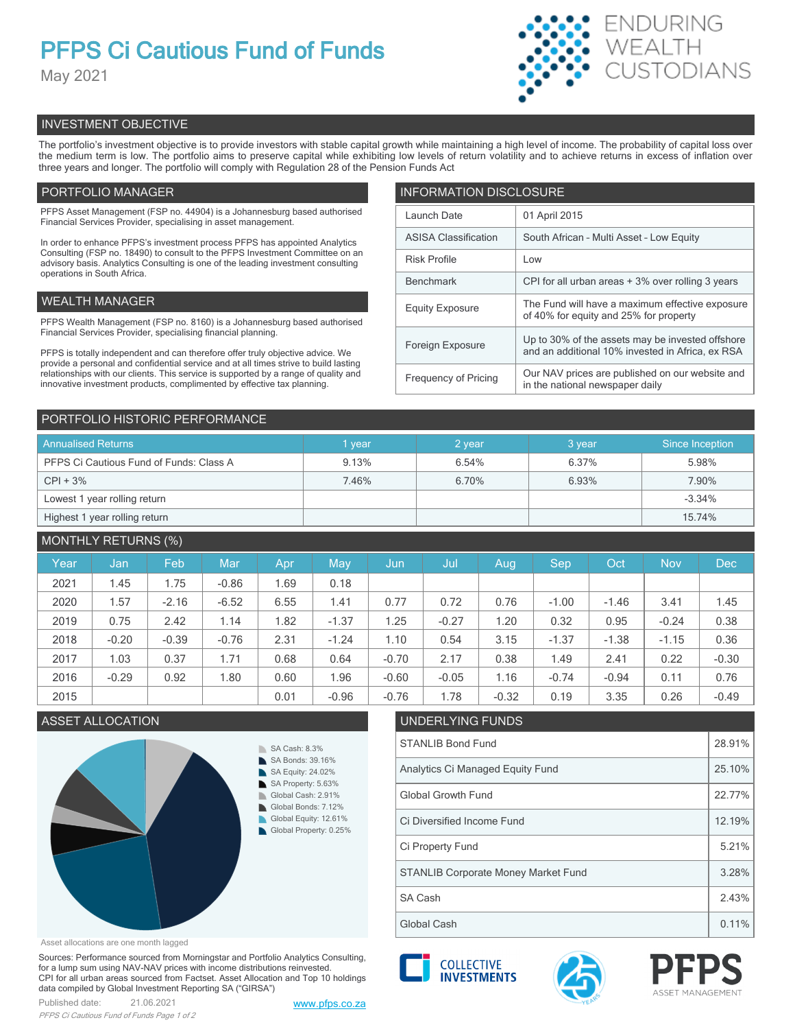# PFPS Ci Cautious Fund of Funds

May 2021

ENDURING WEALTH CUSTODIANS

## INVESTMENT OBJECTIVE

The portfolio's investment objective is to provide investors with stable capital growth while maintaining a high level of income. The probability of capital loss over the medium term is low. The portfolio aims to preserve capital while exhibiting low levels of return volatility and to achieve returns in excess of inflation over three years and longer. The portfolio will comply with Regulation 28 of the Pension Funds Act

## PORTFOLIO MANAGER

PFPS Asset Management (FSP no. 44904) is a Johannesburg based authorised Financial Services Provider, specialising in asset management.

In order to enhance PFPS's investment process PFPS has appointed Analytics Consulting (FSP no. 18490) to consult to the PFPS Investment Committee on an advisory basis. Analytics Consulting is one of the leading investment consulting operations in South Africa.

## WEALTH MANAGER

PFPS Wealth Management (FSP no. 8160) is a Johannesburg based authorised Financial Services Provider, specialising financial planning.

PFPS is totally independent and can therefore offer truly objective advice. We provide a personal and confidential service and at all times strive to build lasting relationships with our clients. This service is supported by a range of quality and innovative investment products, complimented by effective tax planning.

## INFORMATION DISCLOSURE

| | |
|---|---|
| Launch Date | 01 April 2015 |
| ASISA Classification | South African - Multi Asset - Low Equity |
| Risk Profile | Low |
| Benchmark | CPI for all urban areas + 3% over rolling 3 years |
| Equity Exposure | The Fund will have a maximum effective exposure of 40% for equity and 25% for property |
| Foreign Exposure | Up to 30% of the assets may be invested offshore and an additional 10% invested in Africa, ex RSA |
| Frequency of Pricing | Our NAV prices are published on our website and in the national newspaper daily |

## PORTFOLIO HISTORIC PERFORMANCE

| Annualised Returns | 1 year | 2 year | 3 year | Since Inception |
|---|---|---|---|---|
| PFPS Ci Cautious Fund of Funds: Class A | 9.13% | 6.54% | 6.37% | 5.98% |
| CPI + 3% | 7.46% | 6.70% | 6.93% | 7.90% |
| Lowest 1 year rolling return | | | | -3.34% |
| Highest 1 year rolling return | | | | 15.74% |

## MONTHLY RETURNS (%)

| Year | Jan | Feb | Mar | Apr | May | Jun | Jul | Aug | Sep | Oct | Nov | Dec |
|---|---|---|---|---|---|---|---|---|---|---|---|---|
| 2021 | 1.45 | 1.75 | -0.86 | 1.69 | 0.18 | | | | | | | |
| 2020 | 1.57 | -2.16 | -6.52 | 6.55 | 1.41 | 0.77 | 0.72 | 0.76 | -1.00 | -1.46 | 3.41 | 1.45 |
| 2019 | 0.75 | 2.42 | 1.14 | 1.82 | -1.37 | 1.25 | -0.27 | 1.20 | 0.32 | 0.95 | -0.24 | 0.38 |
| 2018 | -0.20 | -0.39 | -0.76 | 2.31 | -1.24 | 1.10 | 0.54 | 3.15 | -1.37 | -1.38 | -1.15 | 0.36 |
| 2017 | 1.03 | 0.37 | 1.71 | 0.68 | 0.64 | -0.70 | 2.17 | 0.38 | 1.49 | 2.41 | 0.22 | -0.30 |
| 2016 | -0.29 | 0.92 | 1.80 | 0.60 | 1.96 | -0.60 | -0.05 | 1.16 | -0.74 | -0.94 | 0.11 | 0.76 |
| 2015 | | | | 0.01 | -0.96 | -0.76 | 1.78 | -0.32 | 0.19 | 3.35 | 0.26 | -0.49 |

## ASSET ALLOCATION

- SA Cash: 8.3%
- SA Bonds: 39.16%
- SA Equity: 24.02%
- SA Property: 5.63%
- Global Cash: 2.91%
- Global Bonds: 7.12%
- Global Equity: 12.61%
- Global Property: 0.25%

Asset allocations are one month lagged

## UNDERLYING FUNDS

| | |
|---|---|
| STANLIB Bond Fund | 28.91% |
| Analytics Ci Managed Equity Fund | 25.10% |
| Global Growth Fund | 22.77% |
| Ci Diversified Income Fund | 12.19% |
| Ci Property Fund | 5.21% |
| STANLIB Corporate Money Market Fund | 3.28% |
| SA Cash | 2.43% |
| Global Cash | 0.11% |

Sources: Performance sourced from Morningstar and Portfolio Analytics Consulting, for a lump sum using NAV-NAV prices with income distributions reinvested. CPI for all urban areas sourced from Factset. Asset Allocation and Top 10 holdings data compiled by Global Investment Reporting SA ("GIRSA")

Published date: 21.06.2021

www.pfps.co.za

COLLECTIVE INVESTMENTS

PFPS ASSET MANAGEMENT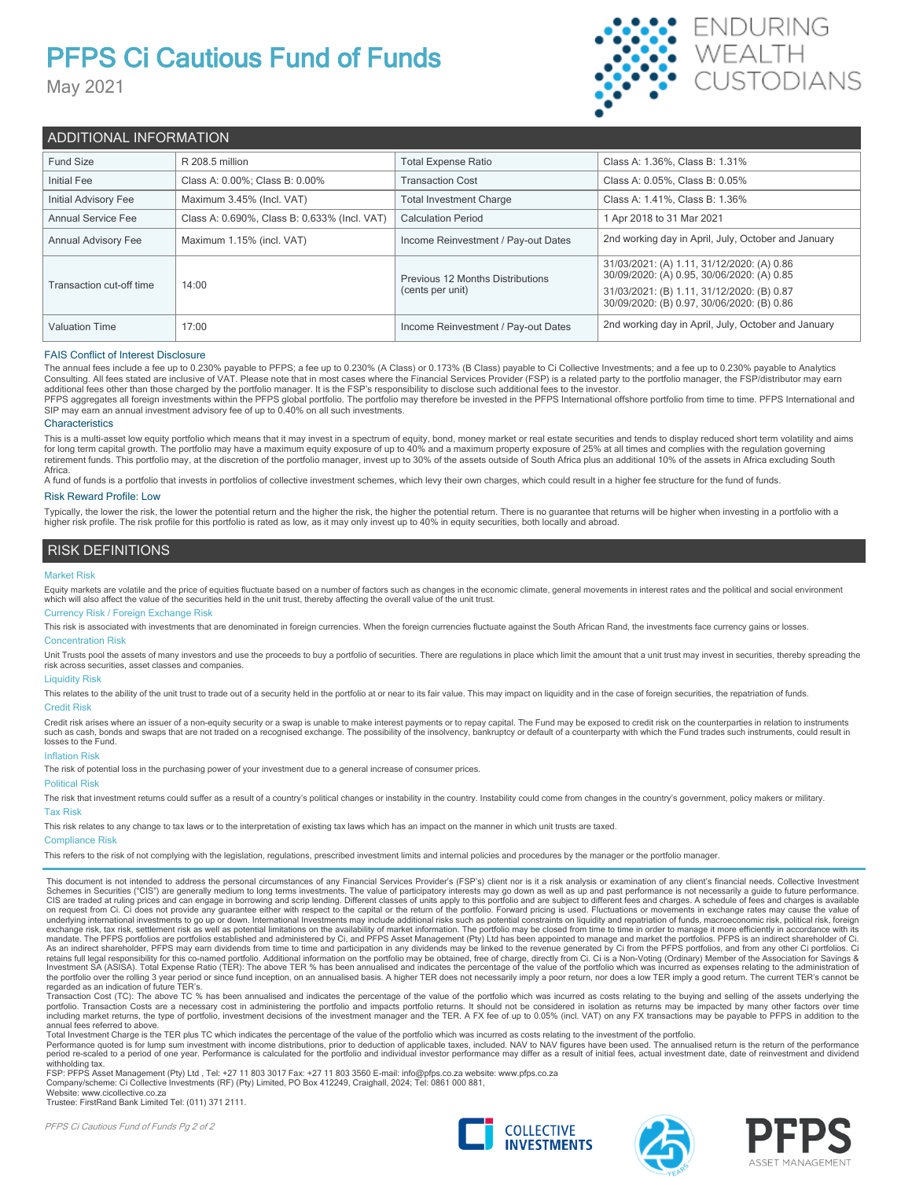# PFPS Ci Cautious Fund of Funds

May 2021

ENDURING WEALTH CUSTODIANS

## ADDITIONAL INFORMATION

| | | | |
|---|---|---|---|
| Fund Size | R 208.5 million | Total Expense Ratio | Class A: 1.36%, Class B: 1.31% |
| Initial Fee | Class A: 0.00%; Class B: 0.00% | Transaction Cost | Class A: 0.05%, Class B: 0.05% |
| Initial Advisory Fee | Maximum 3.45% (Incl. VAT) | Total Investment Charge | Class A: 1.41%, Class B: 1.36% |
| Annual Service Fee | Class A: 0.690%, Class B: 0.633% (Incl. VAT) | Calculation Period | 1 Apr 2018 to 31 Mar 2021 |
| Annual Advisory Fee | Maximum 1.15% (incl. VAT) | Income Reinvestment / Pay-out Dates | 2nd working day in April, July, October and January |
| Transaction cut-off time | 14:00 | Previous 12 Months Distributions (cents per unit) | 31/03/2021: (A) 1.11, 31/12/2020: (A) 0.86 30/09/2020: (A) 0.95, 30/06/2020: (A) 0.85 31/03/2021: (B) 1.11, 31/12/2020: (B) 0.87 30/09/2020: (B) 0.97, 30/06/2020: (B) 0.86 |
| Valuation Time | 17:00 | Income Reinvestment / Pay-out Dates | 2nd working day in April, July, October and January |

### FAIS Conflict of Interest Disclosure

The annual fees include a fee up to 0.230% payable to PFPS; a fee up to 0.230% (A Class) or 0.173% (B Class) payable to Ci Collective Investments; and a fee up to 0.230% payable to Analytics Consulting. All fees stated are inclusive of VAT. Please note that in most cases where the Financial Services Provider (FSP) is a related party to the portfolio manager, the FSP/distributor may earn additional fees other than those charged by the portfolio manager. It is the FSP's responsibility to disclose such additional fees to the investor.
PFPS aggregates all foreign investments within the PFPS global portfolio. The portfolio may therefore be invested in the PFPS International offshore portfolio from time to time. PFPS International and SIP may earn an annual investment advisory fee of up to 0.40% on all such investments.

### Characteristics

This is a multi-asset low equity portfolio which means that it may invest in a spectrum of equity, bond, money market or real estate securities and tends to display reduced short term volatility and aims for long term capital growth. The portfolio may have a maximum equity exposure of up to 40% and a maximum property exposure of 25% at all times and complies with the regulation governing retirement funds. This portfolio may, at the discretion of the portfolio manager, invest up to 30% of the assets outside of South Africa plus an additional 10% of the assets in Africa excluding South Africa.
A fund of funds is a portfolio that invests in portfolios of collective investment schemes, which levy their own charges, which could result in a higher fee structure for the fund of funds.

### Risk Reward Profile: Low

Typically, the lower the risk, the lower the potential return and the higher the risk, the higher the potential return. There is no guarantee that returns will be higher when investing in a portfolio with a higher risk profile. The risk profile for this portfolio is rated as low, as it may only invest up to 40% in equity securities, both locally and abroad.

## RISK DEFINITIONS

### Market Risk

Equity markets are volatile and the price of equities fluctuate based on a number of factors such as changes in the economic climate, general movements in interest rates and the political and social environment which will also affect the value of the securities held in the unit trust, thereby affecting the overall value of the unit trust.

### Currency Risk / Foreign Exchange Risk

This risk is associated with investments that are denominated in foreign currencies. When the foreign currencies fluctuate against the South African Rand, the investments face currency gains or losses.

### Concentration Risk

Unit Trusts pool the assets of many investors and use the proceeds to buy a portfolio of securities. There are regulations in place which limit the amount that a unit trust may invest in securities, thereby spreading the risk across securities, asset classes and companies.

### Liquidity Risk

This relates to the ability of the unit trust to trade out of a security held in the portfolio at or near to its fair value. This may impact on liquidity and in the case of foreign securities, the repatriation of funds.

### Credit Risk

Credit risk arises where an issuer of a non-equity security or a swap is unable to make interest payments or to repay capital. The Fund may be exposed to credit risk on the counterparties in relation to instruments such as cash, bonds and swaps that are not traded on a recognised exchange. The possibility of the insolvency, bankruptcy or default of a counterparty with which the Fund trades such instruments, could result in losses to the Fund.

### Inflation Risk

The risk of potential loss in the purchasing power of your investment due to a general increase of consumer prices.

### Political Risk

The risk that investment returns could suffer as a result of a country's political changes or instability in the country. Instability could come from changes in the country's government, policy makers or military.

### Tax Risk

This risk relates to any change to tax laws or to the interpretation of existing tax laws which has an impact on the manner in which unit trusts are taxed.

### Compliance Risk

This refers to the risk of not complying with the legislation, regulations, prescribed investment limits and internal policies and procedures by the manager or the portfolio manager.

This document is not intended to address the personal circumstances of any Financial Services Provider's (FSP's) client nor is it a risk analysis or examination of any client's financial needs. Collective Investment Schemes in Securities ("CIS") are generally medium to long terms investments. The value of participatory interests may go down as well as up and past performance is not necessarily a guide to future performance. CIS are traded at ruling prices and can engage in borrowing and scrip lending. Different classes of units apply to this portfolio and are subject to different fees and charges. A schedule of fees and charges is available on request from Ci. Ci does not provide any guarantee either with respect to the capital or the return of the portfolio. Forward pricing is used. Fluctuations or movements in exchange rates may cause the value of underlying international investments to go up or down. International Investments may include additional risks such as potential constraints on liquidity and repatriation of funds, macroeconomic risk, political risk, foreign exchange risk, tax risk, settlement risk as well as potential limitations on the availability of market information. The portfolio may be closed from time to time in order to manage it more efficiently in accordance with its mandate. The PFPS portfolios are portfolios established and administered by Ci, and PFPS Asset Management (Pty) Ltd has been appointed to manage and market the portfolios. PFPS is an indirect shareholder of Ci. As an indirect shareholder, PFPS may earn dividends from time to time and participation in any dividends may be linked to the revenue generated by Ci from the PFPS portfolios, and from any other Ci portfolios. Ci retains full legal responsibility for this co-named portfolio. Additional information on the portfolio may be obtained, free of charge, directly from Ci. Ci is a Non-Voting (Ordinary) Member of the Association for Savings & Investment SA (ASISA). Total Expense Ratio (TER): The above TER % has been annualised and indicates the percentage of the value of the portfolio which was incurred as expenses relating to the administration of the portfolio over the rolling 3 year period or since fund inception, on an annualised basis. A higher TER does not necessarily imply a poor return, nor does a low TER imply a good return. The current TER's cannot be regarded as an indication of future TER's.
Transaction Cost (TC): The above TC % has been annualised and indicates the percentage of the value of the portfolio which was incurred as costs relating to the buying and selling of the assets underlying the portfolio. Transaction Costs are a necessary cost in administering the portfolio and impacts portfolio returns. It should not be considered in isolation as returns may be impacted by many other factors over time including market returns, the type of portfolio, investment decisions of the investment manager and the TER. A FX fee of up to 0.05% (incl. VAT) on any FX transactions may be payable to PFPS in addition to the annual fees referred to above.
Total Investment Charge is the TER plus TC which indicates the percentage of the value of the portfolio which was incurred as costs relating to the investment of the portfolio.
Performance quoted is for lump sum investment with income distributions, prior to deduction of applicable taxes, included. NAV to NAV figures have been used. The annualised return is the return of the performance period re-scaled to a period of one year. Performance is calculated for the portfolio and individual investor performance may differ as a result of initial fees, actual investment date, date of reinvestment and dividend withholding tax.
FSP: PFPS Asset Management (Pty) Ltd , Tel: +27 11 803 3017 Fax: +27 11 803 3560 E-mail: info@pfps.co.za website: www.pfps.co.za
Company/scheme: Ci Collective Investments (RF) (Pty) Limited, PO Box 412249, Craighall, 2024; Tel: 0861 000 881,
Website: www.cicollective.co.za
Trustee: FirstRand Bank Limited Tel: (011) 371 2111.

COLLECTIVE INVESTMENTS

PFPS ASSET MANAGEMENT